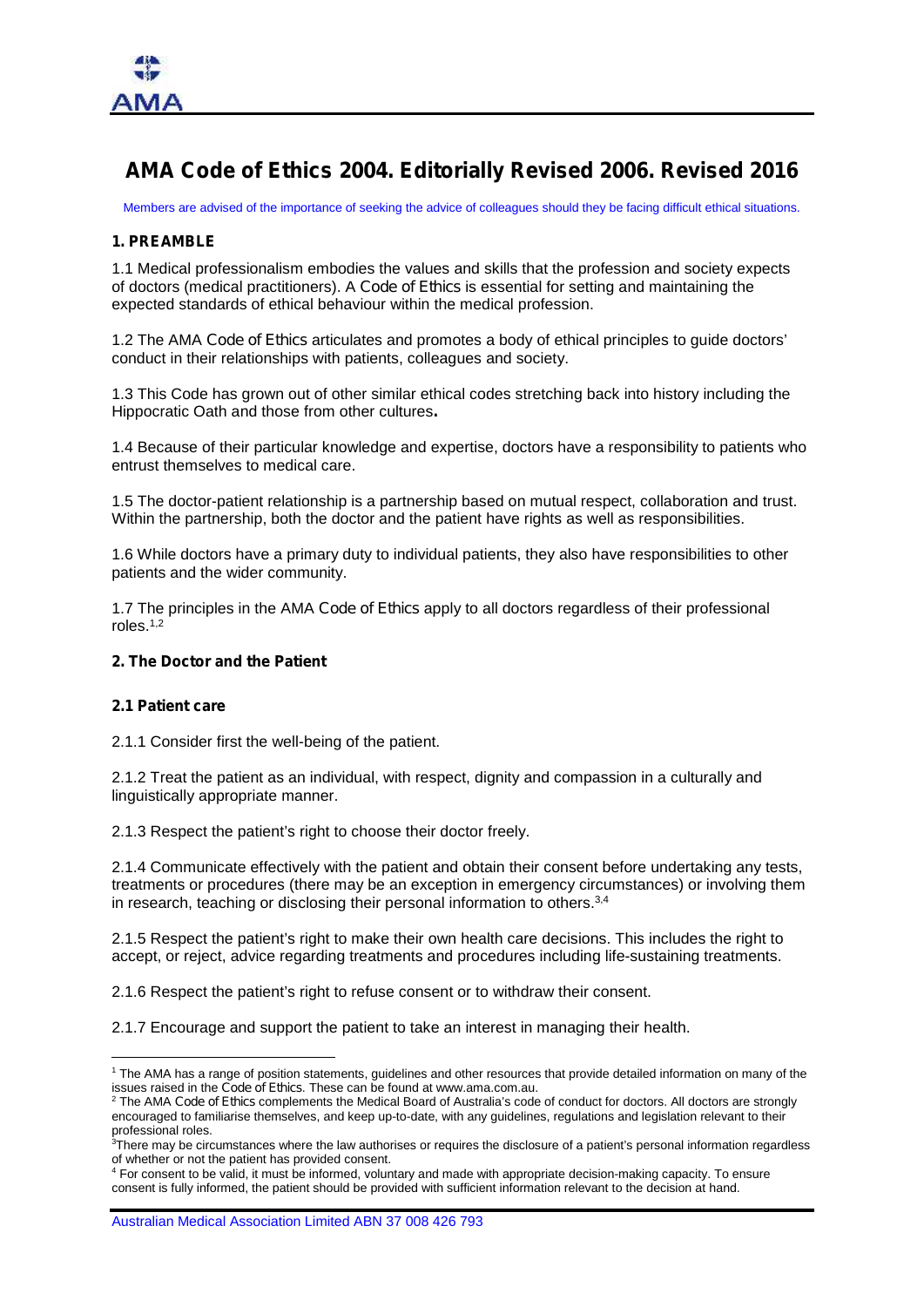# AMA Code of Ethics 2004. Editorially Revised 2006. Revised 2016

Members are advised of the importance of seeking the advice of colleagues should they be facing difficult ethical situations.

## 1. PREAMBLE

1.1 Medical professionalism embodies the values and skills that the profession and society expects of doctors (medical practitioners). A *Code of Ethics* is essential for setting and maintaining the expected standards of ethical behaviour within the medical profession.

1.2 The AMA *Code of Ethics* articulates and promotes a body of ethical principles to guide doctors' conduct in their relationships with patients, colleagues and society.

1.3 This Code has grown out of other similar ethical codes stretching back into history including the Hippocratic Oath and those from other cultures**.**

1.4 Because of their particular knowledge and expertise, doctors have a responsibility to patients who entrust themselves to medical care.

1.5 The doctor-patient relationship is a partnership based on mutual respect, collaboration and trust. Within the partnership, both the doctor and the patient have rights as well as responsibilities.

1.6 While doctors have a primary duty to individual patients, they also have responsibilities to other patients and the wider community.

1.7 The principles in the AMA *Code of Ethics* apply to all doctors regardless of their professional roles.[1,2]

## 2. The Doctor and the Patient

### 2.1 Patient care

2.1.1 Consider first the well-being of the patient.

2.1.2 Treat the patient as an individual, with respect, dignity and compassion in a culturally and linguistically appropriate manner.

2.1.3 Respect the patient's right to choose their doctor freely.

2.1.4 Communicate effectively with the patient and obtain their consent before undertaking any tests, treatments or procedures (there may be an exception in emergency circumstances) or involving them in research, teaching or disclosing their personal information to others.[3,4]

2.1.5 Respect the patient's right to make their own health care decisions. This includes the right to accept, or reject, advice regarding treatments and procedures including life-sustaining treatments.

2.1.6 Respect the patient's right to refuse consent or to withdraw their consent.

2.1.7 Encourage and support the patient to take an interest in managing their health.

---

[1] The AMA has a range of position statements, guidelines and other resources that provide detailed information on many of the issues raised in the *Code of Ethics*. These can be found at www.ama.com.au.

[2] The AMA *Code of Ethics* complements the Medical Board of Australia's code of conduct for doctors. All doctors are strongly encouraged to familiarise themselves, and keep up-to-date, with any guidelines, regulations and legislation relevant to their professional roles.

[3] There may be circumstances where the law authorises or requires the disclosure of a patient's personal information regardless of whether or not the patient has provided consent.

[4] For consent to be valid, it must be informed, voluntary and made with appropriate decision-making capacity. To ensure consent is fully informed, the patient should be provided with sufficient information relevant to the decision at hand.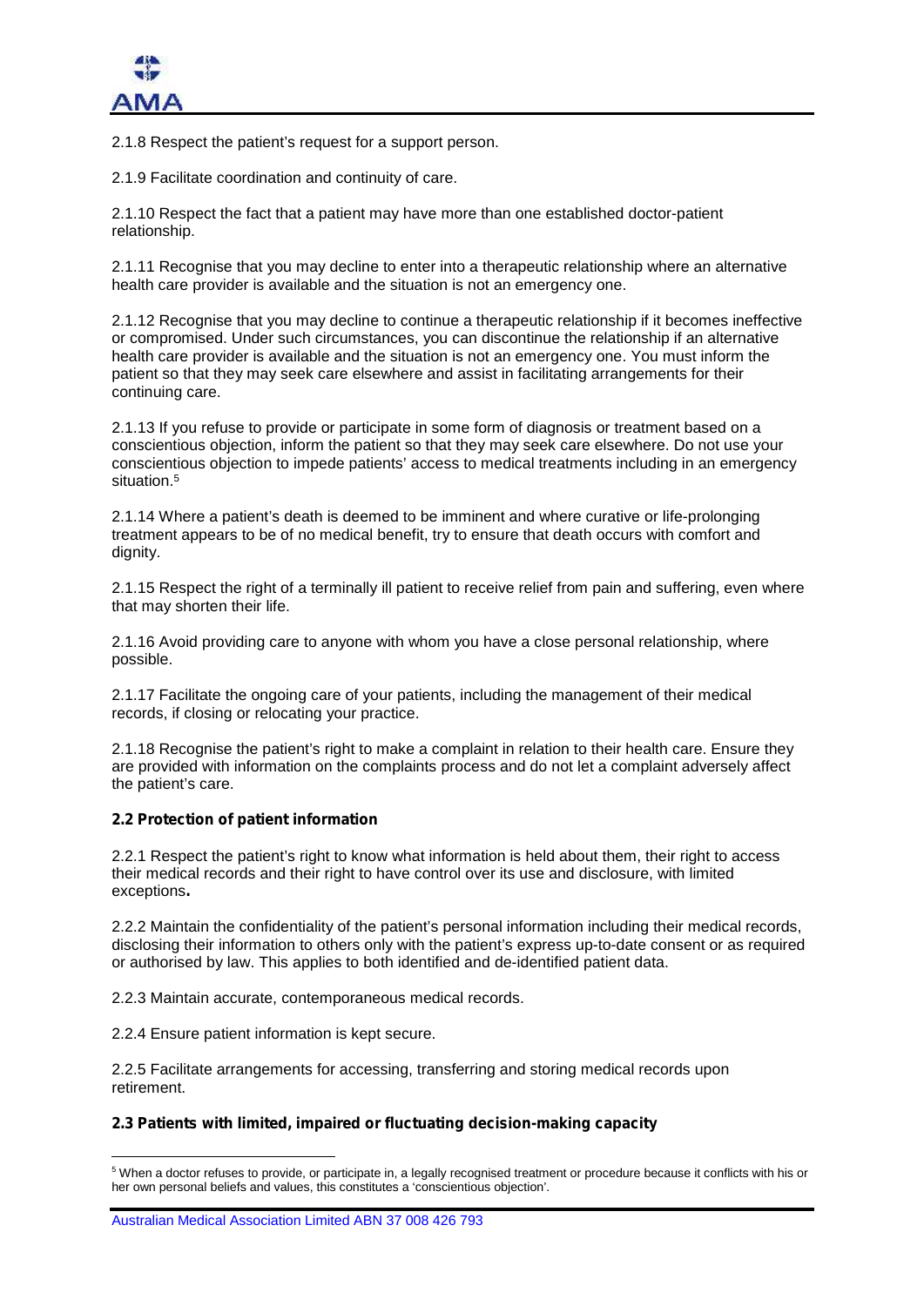2.1.8 Respect the patient's request for a support person.

2.1.9 Facilitate coordination and continuity of care.

2.1.10 Respect the fact that a patient may have more than one established doctor-patient relationship.

2.1.11 Recognise that you may decline to enter into a therapeutic relationship where an alternative health care provider is available and the situation is not an emergency one.

2.1.12 Recognise that you may decline to continue a therapeutic relationship if it becomes ineffective or compromised. Under such circumstances, you can discontinue the relationship if an alternative health care provider is available and the situation is not an emergency one. You must inform the patient so that they may seek care elsewhere and assist in facilitating arrangements for their continuing care.

2.1.13 If you refuse to provide or participate in some form of diagnosis or treatment based on a conscientious objection, inform the patient so that they may seek care elsewhere. Do not use your conscientious objection to impede patients' access to medical treatments including in an emergency situation.[5]

2.1.14 Where a patient's death is deemed to be imminent and where curative or life-prolonging treatment appears to be of no medical benefit, try to ensure that death occurs with comfort and dignity.

2.1.15 Respect the right of a terminally ill patient to receive relief from pain and suffering, even where that may shorten their life.

2.1.16 Avoid providing care to anyone with whom you have a close personal relationship, where possible.

2.1.17 Facilitate the ongoing care of your patients, including the management of their medical records, if closing or relocating your practice.

2.1.18 Recognise the patient's right to make a complaint in relation to their health care. Ensure they are provided with information on the complaints process and do not let a complaint adversely affect the patient's care.

**2.2 Protection of patient information**

2.2.1 Respect the patient's right to know what information is held about them, their right to access their medical records and their right to have control over its use and disclosure, with limited exceptions**.**

2.2.2 Maintain the confidentiality of the patient's personal information including their medical records, disclosing their information to others only with the patient's express up-to-date consent or as required or authorised by law. This applies to both identified and de-identified patient data.

2.2.3 Maintain accurate, contemporaneous medical records.

2.2.4 Ensure patient information is kept secure.

2.2.5 Facilitate arrangements for accessing, transferring and storing medical records upon retirement.

**2.3 Patients with limited, impaired or fluctuating decision-making capacity**

[5] When a doctor refuses to provide, or participate in, a legally recognised treatment or procedure because it conflicts with his or her own personal beliefs and values, this constitutes a 'conscientious objection'.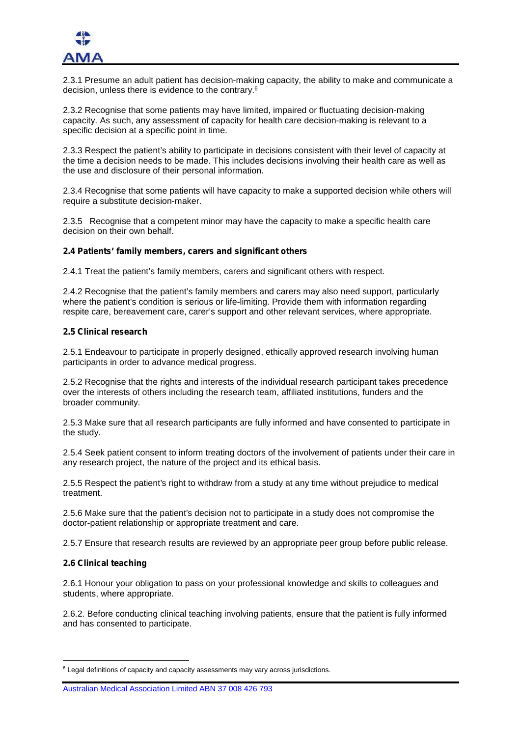2.3.1 Presume an adult patient has decision-making capacity, the ability to make and communicate a decision, unless there is evidence to the contrary.[6]

2.3.2 Recognise that some patients may have limited, impaired or fluctuating decision-making capacity. As such, any assessment of capacity for health care decision-making is relevant to a specific decision at a specific point in time.

2.3.3 Respect the patient's ability to participate in decisions consistent with their level of capacity at the time a decision needs to be made. This includes decisions involving their health care as well as the use and disclosure of their personal information.

2.3.4 Recognise that some patients will have capacity to make a supported decision while others will require a substitute decision-maker.

2.3.5 Recognise that a competent minor may have the capacity to make a specific health care decision on their own behalf.

### 2.4 Patients' family members, carers and significant others

2.4.1 Treat the patient's family members, carers and significant others with respect.

2.4.2 Recognise that the patient's family members and carers may also need support, particularly where the patient's condition is serious or life-limiting. Provide them with information regarding respite care, bereavement care, carer's support and other relevant services, where appropriate.

### 2.5 Clinical research

2.5.1 Endeavour to participate in properly designed, ethically approved research involving human participants in order to advance medical progress.

2.5.2 Recognise that the rights and interests of the individual research participant takes precedence over the interests of others including the research team, affiliated institutions, funders and the broader community.

2.5.3 Make sure that all research participants are fully informed and have consented to participate in the study.

2.5.4 Seek patient consent to inform treating doctors of the involvement of patients under their care in any research project, the nature of the project and its ethical basis.

2.5.5 Respect the patient's right to withdraw from a study at any time without prejudice to medical treatment.

2.5.6 Make sure that the patient's decision not to participate in a study does not compromise the doctor-patient relationship or appropriate treatment and care.

2.5.7 Ensure that research results are reviewed by an appropriate peer group before public release.

### 2.6 Clinical teaching

2.6.1 Honour your obligation to pass on your professional knowledge and skills to colleagues and students, where appropriate.

2.6.2. Before conducting clinical teaching involving patients, ensure that the patient is fully informed and has consented to participate.

---

[6] Legal definitions of capacity and capacity assessments may vary across jurisdictions.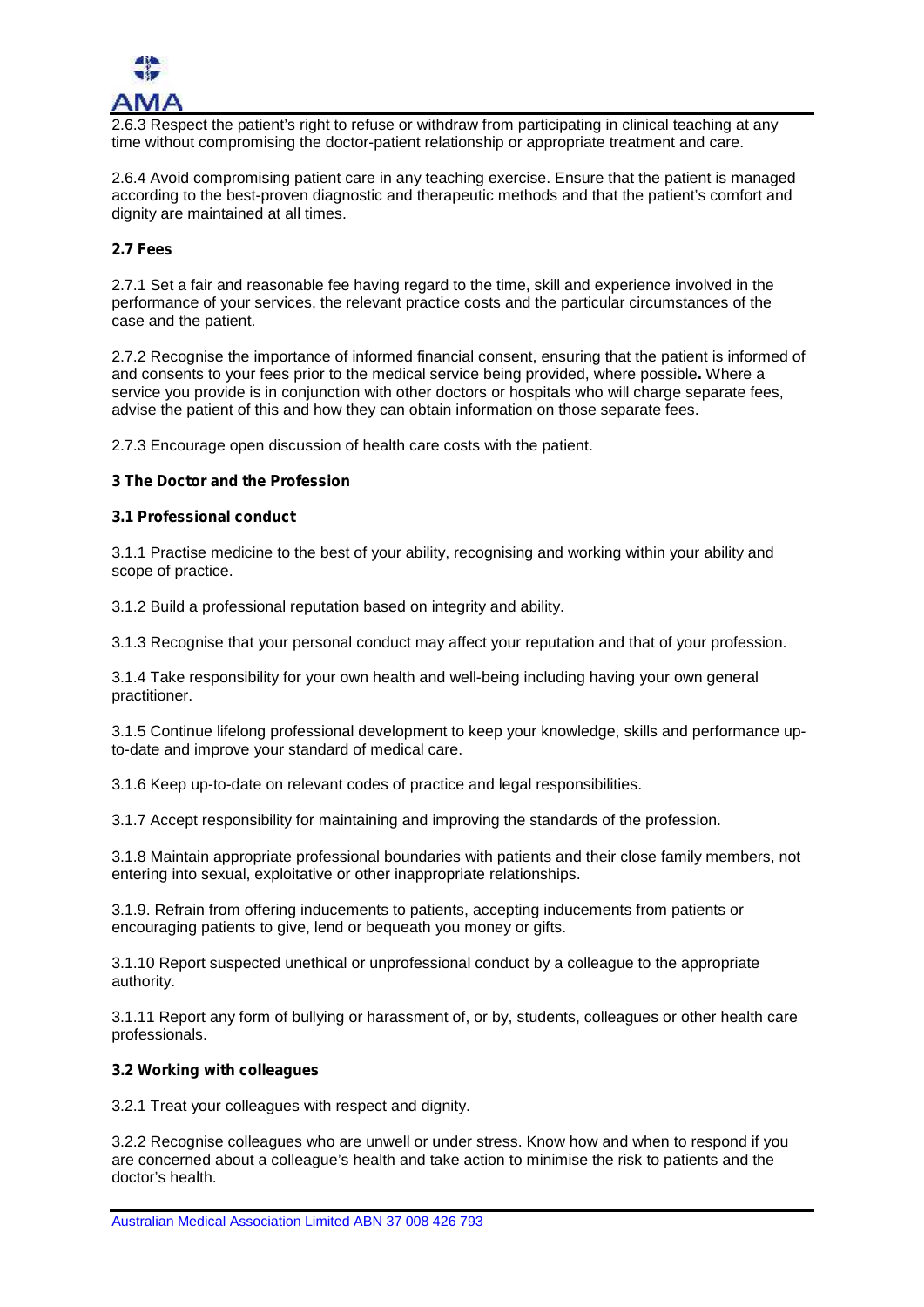2.6.3 Respect the patient's right to refuse or withdraw from participating in clinical teaching at any time without compromising the doctor-patient relationship or appropriate treatment and care.

2.6.4 Avoid compromising patient care in any teaching exercise. Ensure that the patient is managed according to the best-proven diagnostic and therapeutic methods and that the patient's comfort and dignity are maintained at all times.

**2.7 Fees**

2.7.1 Set a fair and reasonable fee having regard to the time, skill and experience involved in the performance of your services, the relevant practice costs and the particular circumstances of the case and the patient.

2.7.2 Recognise the importance of informed financial consent, ensuring that the patient is informed of and consents to your fees prior to the medical service being provided, where possible**.** Where a service you provide is in conjunction with other doctors or hospitals who will charge separate fees, advise the patient of this and how they can obtain information on those separate fees.

2.7.3 Encourage open discussion of health care costs with the patient.

## 3 The Doctor and the Profession

**3.1 Professional conduct**

3.1.1 Practise medicine to the best of your ability, recognising and working within your ability and scope of practice.

3.1.2 Build a professional reputation based on integrity and ability.

3.1.3 Recognise that your personal conduct may affect your reputation and that of your profession.

3.1.4 Take responsibility for your own health and well-being including having your own general practitioner.

3.1.5 Continue lifelong professional development to keep your knowledge, skills and performance up-to-date and improve your standard of medical care.

3.1.6 Keep up-to-date on relevant codes of practice and legal responsibilities.

3.1.7 Accept responsibility for maintaining and improving the standards of the profession.

3.1.8 Maintain appropriate professional boundaries with patients and their close family members, not entering into sexual, exploitative or other inappropriate relationships.

3.1.9. Refrain from offering inducements to patients, accepting inducements from patients or encouraging patients to give, lend or bequeath you money or gifts.

3.1.10 Report suspected unethical or unprofessional conduct by a colleague to the appropriate authority.

3.1.11 Report any form of bullying or harassment of, or by, students, colleagues or other health care professionals.

**3.2 Working with colleagues**

3.2.1 Treat your colleagues with respect and dignity.

3.2.2 Recognise colleagues who are unwell or under stress. Know how and when to respond if you are concerned about a colleague's health and take action to minimise the risk to patients and the doctor's health.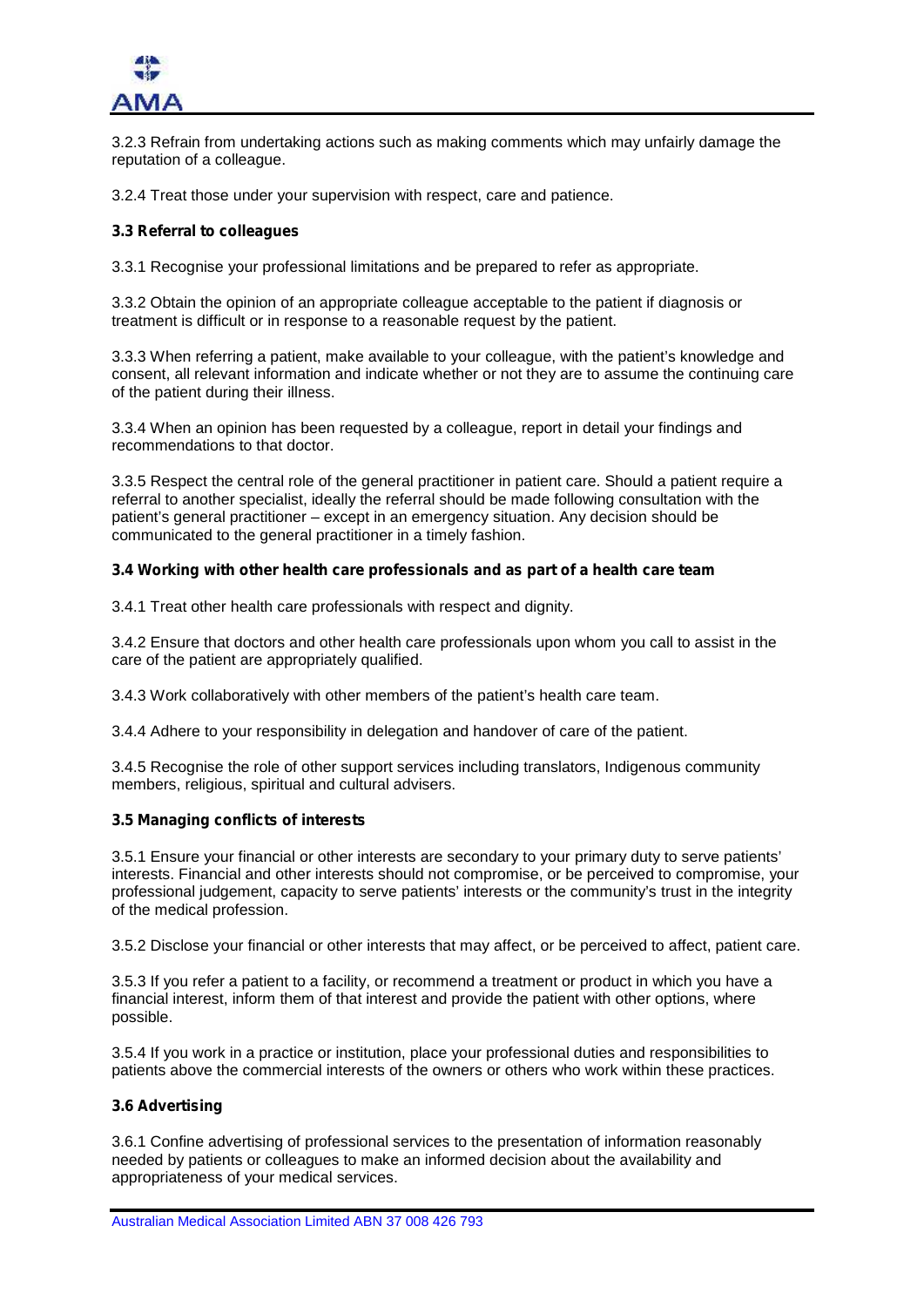3.2.3 Refrain from undertaking actions such as making comments which may unfairly damage the reputation of a colleague.

3.2.4 Treat those under your supervision with respect, care and patience.

**3.3 Referral to colleagues**

3.3.1 Recognise your professional limitations and be prepared to refer as appropriate.

3.3.2 Obtain the opinion of an appropriate colleague acceptable to the patient if diagnosis or treatment is difficult or in response to a reasonable request by the patient.

3.3.3 When referring a patient, make available to your colleague, with the patient's knowledge and consent, all relevant information and indicate whether or not they are to assume the continuing care of the patient during their illness.

3.3.4 When an opinion has been requested by a colleague, report in detail your findings and recommendations to that doctor.

3.3.5 Respect the central role of the general practitioner in patient care. Should a patient require a referral to another specialist, ideally the referral should be made following consultation with the patient's general practitioner – except in an emergency situation. Any decision should be communicated to the general practitioner in a timely fashion.

**3.4 Working with other health care professionals and as part of a health care team**

3.4.1 Treat other health care professionals with respect and dignity.

3.4.2 Ensure that doctors and other health care professionals upon whom you call to assist in the care of the patient are appropriately qualified.

3.4.3 Work collaboratively with other members of the patient's health care team.

3.4.4 Adhere to your responsibility in delegation and handover of care of the patient.

3.4.5 Recognise the role of other support services including translators, Indigenous community members, religious, spiritual and cultural advisers.

**3.5 Managing conflicts of interests**

3.5.1 Ensure your financial or other interests are secondary to your primary duty to serve patients' interests. Financial and other interests should not compromise, or be perceived to compromise, your professional judgement, capacity to serve patients' interests or the community's trust in the integrity of the medical profession.

3.5.2 Disclose your financial or other interests that may affect, or be perceived to affect, patient care.

3.5.3 If you refer a patient to a facility, or recommend a treatment or product in which you have a financial interest, inform them of that interest and provide the patient with other options, where possible.

3.5.4 If you work in a practice or institution, place your professional duties and responsibilities to patients above the commercial interests of the owners or others who work within these practices.

**3.6 Advertising**

3.6.1 Confine advertising of professional services to the presentation of information reasonably needed by patients or colleagues to make an informed decision about the availability and appropriateness of your medical services.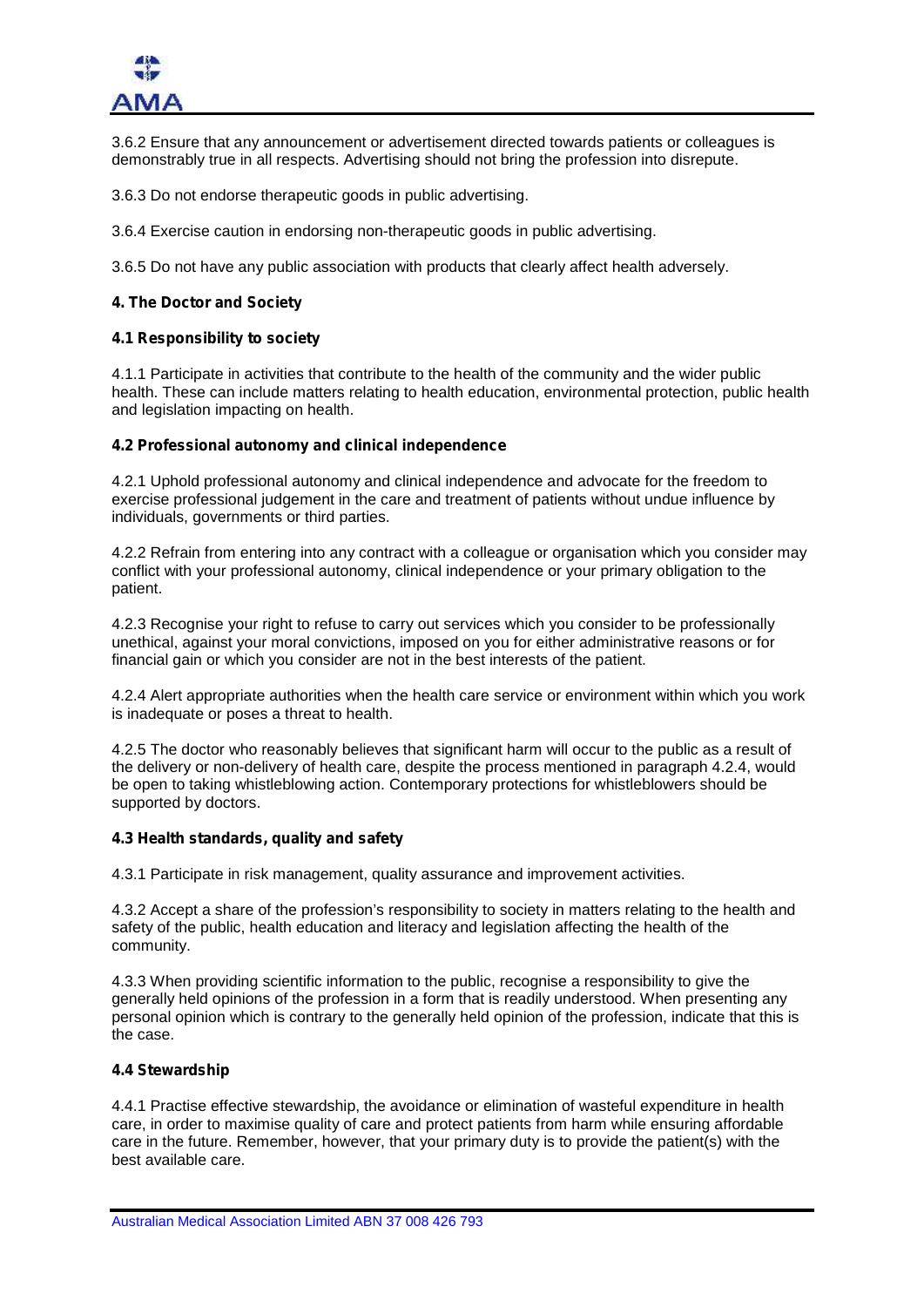3.6.2 Ensure that any announcement or advertisement directed towards patients or colleagues is demonstrably true in all respects. Advertising should not bring the profession into disrepute.

3.6.3 Do not endorse therapeutic goods in public advertising.

3.6.4 Exercise caution in endorsing non-therapeutic goods in public advertising.

3.6.5 Do not have any public association with products that clearly affect health adversely.

## 4. The Doctor and Society

### 4.1 Responsibility to society

4.1.1 Participate in activities that contribute to the health of the community and the wider public health. These can include matters relating to health education, environmental protection, public health and legislation impacting on health.

### 4.2 Professional autonomy and clinical independence

4.2.1 Uphold professional autonomy and clinical independence and advocate for the freedom to exercise professional judgement in the care and treatment of patients without undue influence by individuals, governments or third parties.

4.2.2 Refrain from entering into any contract with a colleague or organisation which you consider may conflict with your professional autonomy, clinical independence or your primary obligation to the patient.

4.2.3 Recognise your right to refuse to carry out services which you consider to be professionally unethical, against your moral convictions, imposed on you for either administrative reasons or for financial gain or which you consider are not in the best interests of the patient.

4.2.4 Alert appropriate authorities when the health care service or environment within which you work is inadequate or poses a threat to health.

4.2.5 The doctor who reasonably believes that significant harm will occur to the public as a result of the delivery or non-delivery of health care, despite the process mentioned in paragraph 4.2.4, would be open to taking whistleblowing action. Contemporary protections for whistleblowers should be supported by doctors.

### 4.3 Health standards, quality and safety

4.3.1 Participate in risk management, quality assurance and improvement activities.

4.3.2 Accept a share of the profession's responsibility to society in matters relating to the health and safety of the public, health education and literacy and legislation affecting the health of the community.

4.3.3 When providing scientific information to the public, recognise a responsibility to give the generally held opinions of the profession in a form that is readily understood. When presenting any personal opinion which is contrary to the generally held opinion of the profession, indicate that this is the case.

### 4.4 Stewardship

4.4.1 Practise effective stewardship, the avoidance or elimination of wasteful expenditure in health care, in order to maximise quality of care and protect patients from harm while ensuring affordable care in the future. Remember, however, that your primary duty is to provide the patient(s) with the best available care.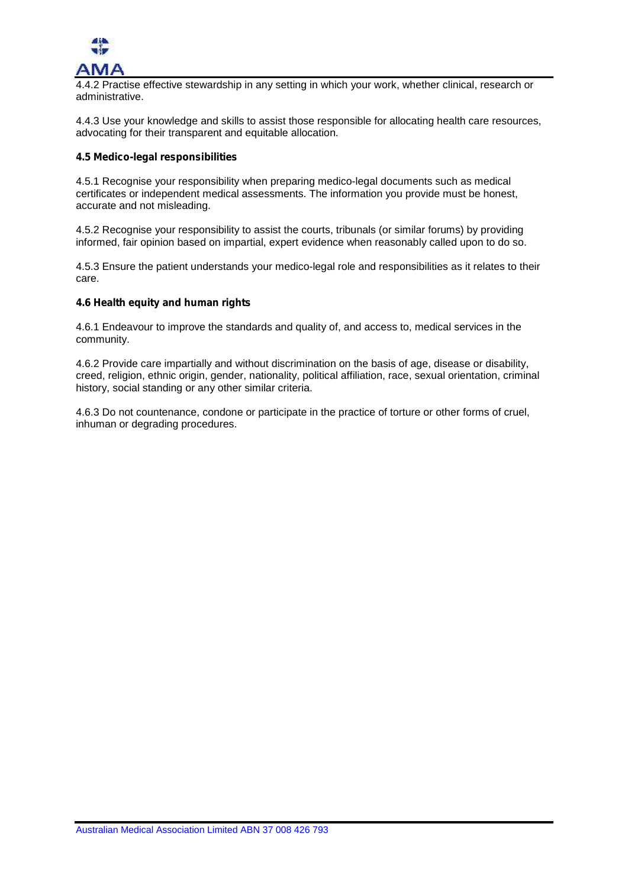4.4.2 Practise effective stewardship in any setting in which your work, whether clinical, research or administrative.

4.4.3 Use your knowledge and skills to assist those responsible for allocating health care resources, advocating for their transparent and equitable allocation.

**4.5 Medico-legal responsibilities**

4.5.1 Recognise your responsibility when preparing medico-legal documents such as medical certificates or independent medical assessments. The information you provide must be honest, accurate and not misleading.

4.5.2 Recognise your responsibility to assist the courts, tribunals (or similar forums) by providing informed, fair opinion based on impartial, expert evidence when reasonably called upon to do so.

4.5.3 Ensure the patient understands your medico-legal role and responsibilities as it relates to their care.

**4.6 Health equity and human rights**

4.6.1 Endeavour to improve the standards and quality of, and access to, medical services in the community.

4.6.2 Provide care impartially and without discrimination on the basis of age, disease or disability, creed, religion, ethnic origin, gender, nationality, political affiliation, race, sexual orientation, criminal history, social standing or any other similar criteria.

4.6.3 Do not countenance, condone or participate in the practice of torture or other forms of cruel, inhuman or degrading procedures.